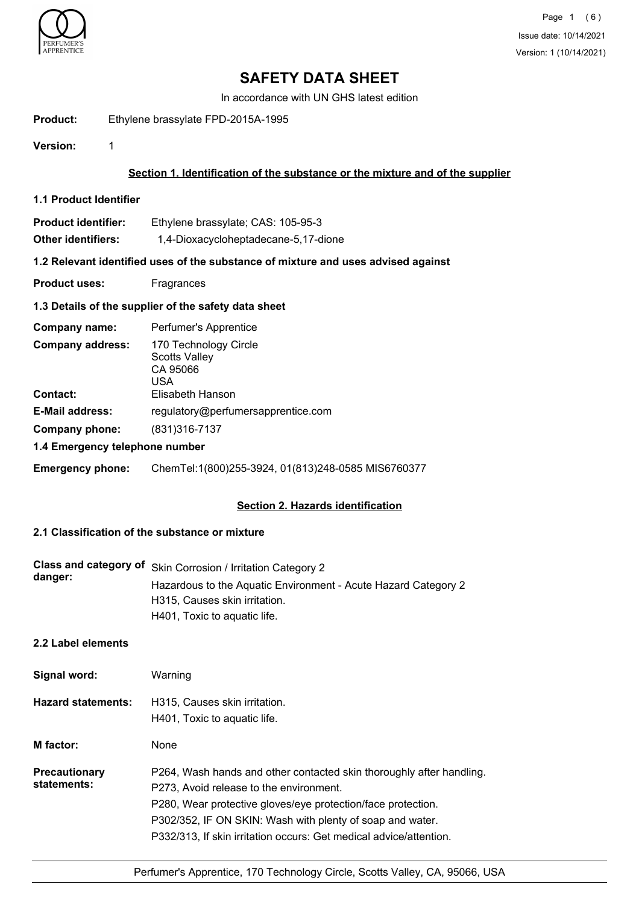# SAFETY DATA SHEET

In accordance with UN GHS latest edition

**Product:** Ethylene brassylate FPD-2015A-1995

**Version:** 1

## Section 1. Identification of the substance or the mixture and of the supplier

### 1.1 Product Identifier

**Product identifier:** Ethylene brassylate; CAS: 105-95-3

**Other identifiers:** 1,4-Dioxacycloheptadecane-5,17-dione

### 1.2 Relevant identified uses of the substance of mixture and uses advised against

**Product uses:** Fragrances

### 1.3 Details of the supplier of the safety data sheet

**Company name:** Perfumer's Apprentice

**Company address:** 170 Technology Circle
Scotts Valley
CA 95066
USA

**Contact:** Elisabeth Hanson

**E-Mail address:** regulatory@perfumersapprentice.com

**Company phone:** (831)316-7137

### 1.4 Emergency telephone number

**Emergency phone:** ChemTel:1(800)255-3924, 01(813)248-0585 MIS6760377

## Section 2. Hazards identification

### 2.1 Classification of the substance or mixture

**Class and category of danger:** Skin Corrosion / Irritation Category 2
Hazardous to the Aquatic Environment - Acute Hazard Category 2
H315, Causes skin irritation.
H401, Toxic to aquatic life.

### 2.2 Label elements

**Signal word:** Warning

**Hazard statements:** H315, Causes skin irritation.
H401, Toxic to aquatic life.

**M factor:** None

**Precautionary statements:** P264, Wash hands and other contacted skin thoroughly after handling.
P273, Avoid release to the environment.
P280, Wear protective gloves/eye protection/face protection.
P302/352, IF ON SKIN: Wash with plenty of soap and water.
P332/313, If skin irritation occurs: Get medical advice/attention.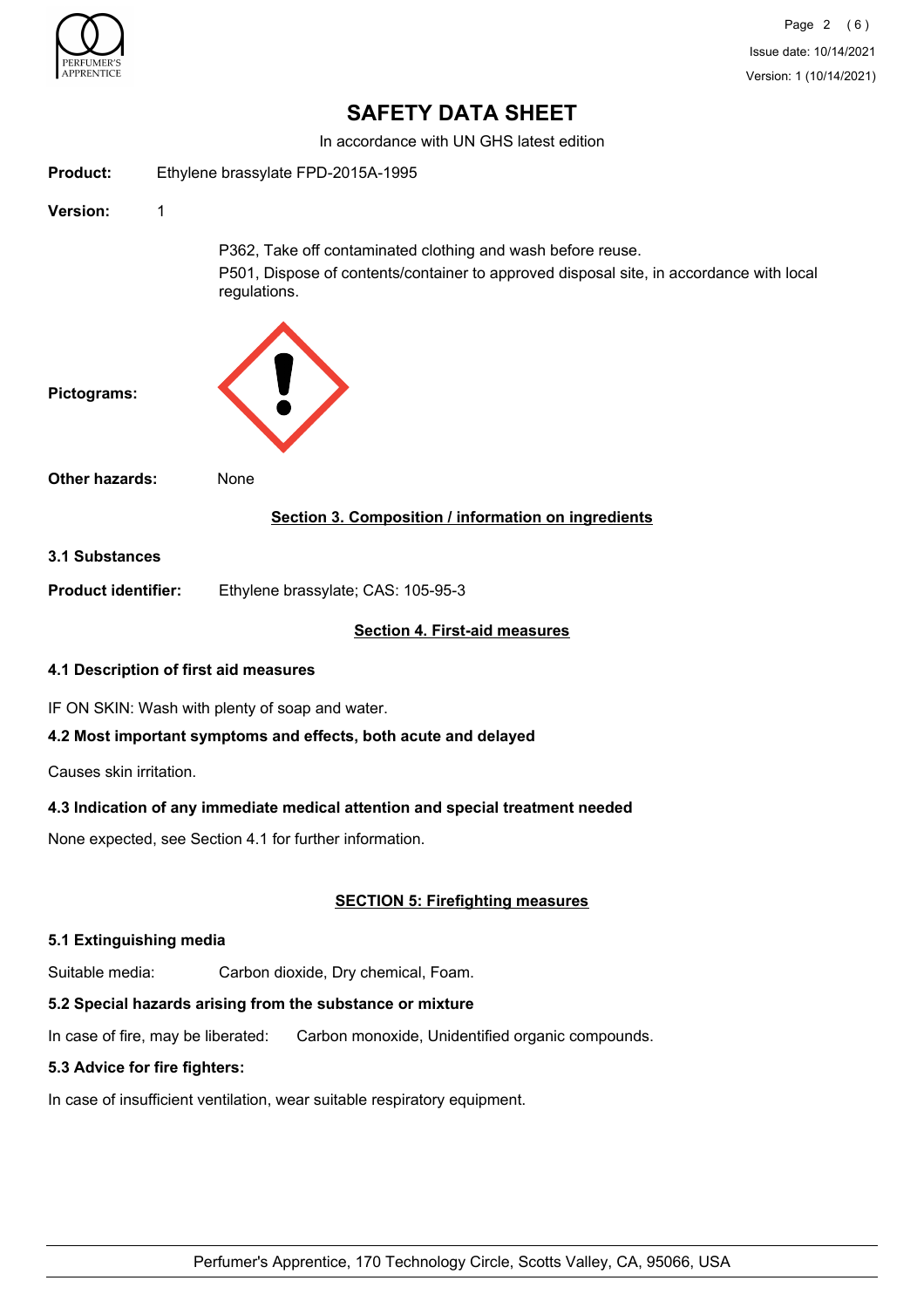# SAFETY DATA SHEET

In accordance with UN GHS latest edition

**Product:** Ethylene brassylate FPD-2015A-1995

**Version:** 1

P362, Take off contaminated clothing and wash before reuse.

P501, Dispose of contents/container to approved disposal site, in accordance with local regulations.

**Pictograms:**

**Other hazards:** None

## Section 3. Composition / information on ingredients

### 3.1 Substances

**Product identifier:** Ethylene brassylate; CAS: 105-95-3

## Section 4. First-aid measures

### 4.1 Description of first aid measures

IF ON SKIN: Wash with plenty of soap and water.

### 4.2 Most important symptoms and effects, both acute and delayed

Causes skin irritation.

### 4.3 Indication of any immediate medical attention and special treatment needed

None expected, see Section 4.1 for further information.

## SECTION 5: Firefighting measures

### 5.1 Extinguishing media

Suitable media: Carbon dioxide, Dry chemical, Foam.

### 5.2 Special hazards arising from the substance or mixture

In case of fire, may be liberated: Carbon monoxide, Unidentified organic compounds.

### 5.3 Advice for fire fighters:

In case of insufficient ventilation, wear suitable respiratory equipment.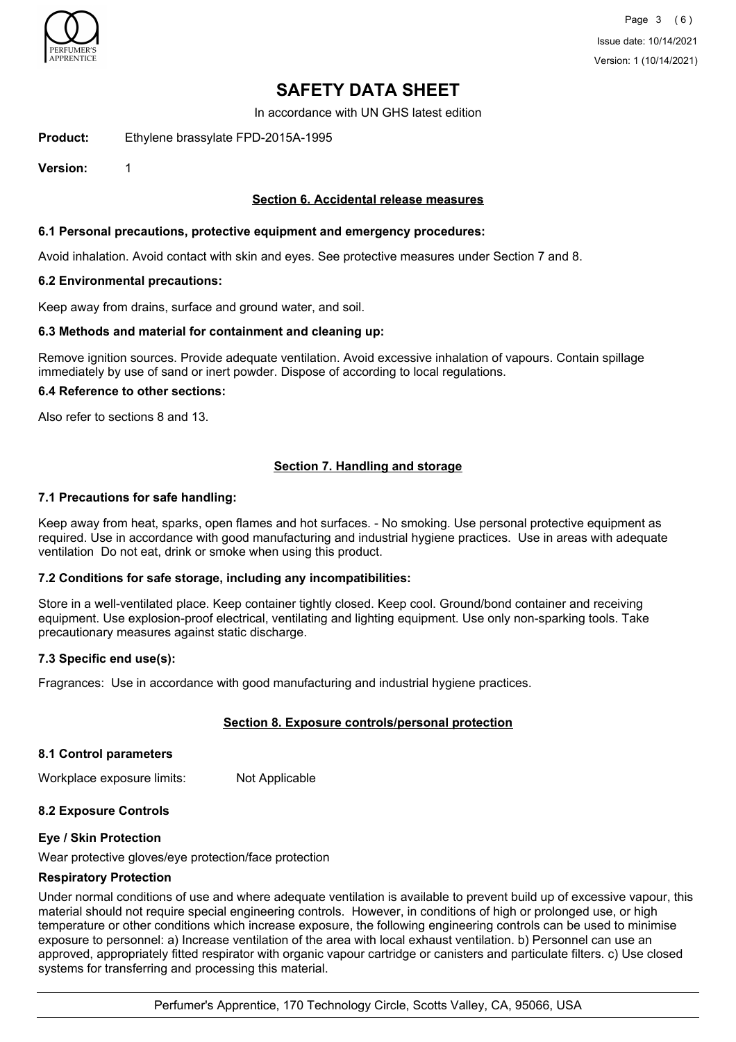# SAFETY DATA SHEET

In accordance with UN GHS latest edition

**Product:** Ethylene brassylate FPD-2015A-1995

**Version:** 1

## Section 6. Accidental release measures

### 6.1 Personal precautions, protective equipment and emergency procedures:

Avoid inhalation. Avoid contact with skin and eyes. See protective measures under Section 7 and 8.

### 6.2 Environmental precautions:

Keep away from drains, surface and ground water, and soil.

### 6.3 Methods and material for containment and cleaning up:

Remove ignition sources. Provide adequate ventilation. Avoid excessive inhalation of vapours. Contain spillage immediately by use of sand or inert powder. Dispose of according to local regulations.

### 6.4 Reference to other sections:

Also refer to sections 8 and 13.

## Section 7. Handling and storage

### 7.1 Precautions for safe handling:

Keep away from heat, sparks, open flames and hot surfaces. - No smoking. Use personal protective equipment as required. Use in accordance with good manufacturing and industrial hygiene practices. Use in areas with adequate ventilation Do not eat, drink or smoke when using this product.

### 7.2 Conditions for safe storage, including any incompatibilities:

Store in a well-ventilated place. Keep container tightly closed. Keep cool. Ground/bond container and receiving equipment. Use explosion-proof electrical, ventilating and lighting equipment. Use only non-sparking tools. Take precautionary measures against static discharge.

### 7.3 Specific end use(s):

Fragrances: Use in accordance with good manufacturing and industrial hygiene practices.

## Section 8. Exposure controls/personal protection

### 8.1 Control parameters

Workplace exposure limits: Not Applicable

### 8.2 Exposure Controls

#### Eye / Skin Protection

Wear protective gloves/eye protection/face protection

#### Respiratory Protection

Under normal conditions of use and where adequate ventilation is available to prevent build up of excessive vapour, this material should not require special engineering controls. However, in conditions of high or prolonged use, or high temperature or other conditions which increase exposure, the following engineering controls can be used to minimise exposure to personnel: a) Increase ventilation of the area with local exhaust ventilation. b) Personnel can use an approved, appropriately fitted respirator with organic vapour cartridge or canisters and particulate filters. c) Use closed systems for transferring and processing this material.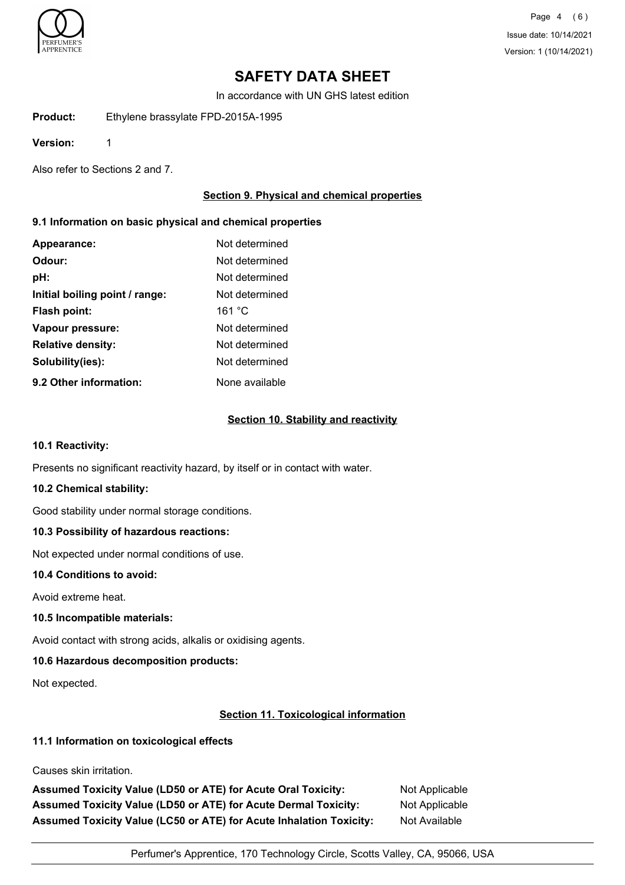# SAFETY DATA SHEET

In accordance with UN GHS latest edition

**Product:** Ethylene brassylate FPD-2015A-1995

**Version:** 1

Also refer to Sections 2 and 7.

## Section 9. Physical and chemical properties

### 9.1 Information on basic physical and chemical properties

| | |
|---|---|
| **Appearance:** | Not determined |
| **Odour:** | Not determined |
| **pH:** | Not determined |
| **Initial boiling point / range:** | Not determined |
| **Flash point:** | 161 °C |
| **Vapour pressure:** | Not determined |
| **Relative density:** | Not determined |
| **Solubility(ies):** | Not determined |
| **9.2 Other information:** | None available |

## Section 10. Stability and reactivity

### 10.1 Reactivity:

Presents no significant reactivity hazard, by itself or in contact with water.

### 10.2 Chemical stability:

Good stability under normal storage conditions.

### 10.3 Possibility of hazardous reactions:

Not expected under normal conditions of use.

### 10.4 Conditions to avoid:

Avoid extreme heat.

### 10.5 Incompatible materials:

Avoid contact with strong acids, alkalis or oxidising agents.

### 10.6 Hazardous decomposition products:

Not expected.

## Section 11. Toxicological information

### 11.1 Information on toxicological effects

Causes skin irritation.

| | |
|---|---|
| **Assumed Toxicity Value (LD50 or ATE) for Acute Oral Toxicity:** | Not Applicable |
| **Assumed Toxicity Value (LD50 or ATE) for Acute Dermal Toxicity:** | Not Applicable |
| **Assumed Toxicity Value (LC50 or ATE) for Acute Inhalation Toxicity:** | Not Available |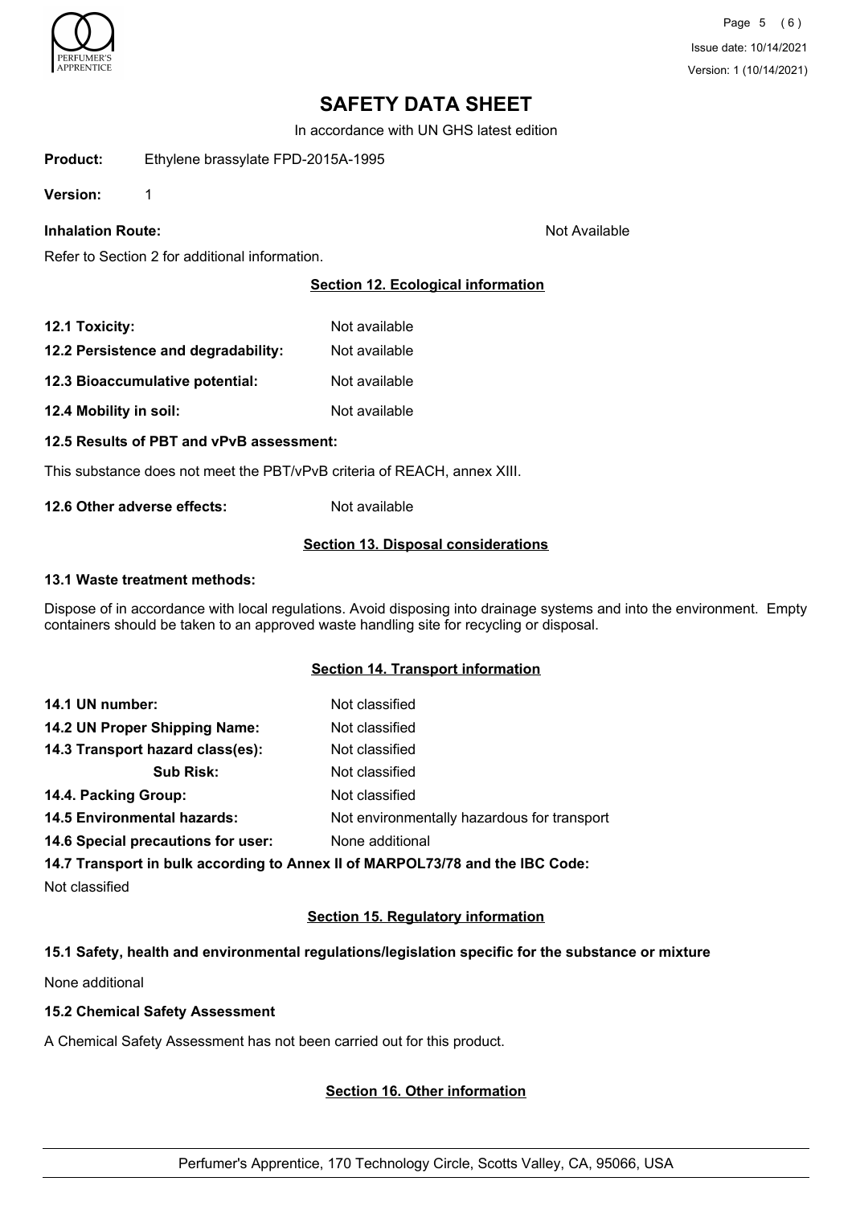# SAFETY DATA SHEET

In accordance with UN GHS latest edition

**Product:** Ethylene brassylate FPD-2015A-1995

**Version:** 1

**Inhalation Route:** Not Available

Refer to Section 2 for additional information.

## Section 12. Ecological information

**12.1 Toxicity:** Not available

**12.2 Persistence and degradability:** Not available

**12.3 Bioaccumulative potential:** Not available

**12.4 Mobility in soil:** Not available

**12.5 Results of PBT and vPvB assessment:**

This substance does not meet the PBT/vPvB criteria of REACH, annex XIII.

**12.6 Other adverse effects:** Not available

## Section 13. Disposal considerations

**13.1 Waste treatment methods:**

Dispose of in accordance with local regulations. Avoid disposing into drainage systems and into the environment. Empty containers should be taken to an approved waste handling site for recycling or disposal.

## Section 14. Transport information

**14.1 UN number:** Not classified

**14.2 UN Proper Shipping Name:** Not classified

**14.3 Transport hazard class(es):** Not classified

**Sub Risk:** Not classified

**14.4. Packing Group:** Not classified

**14.5 Environmental hazards:** Not environmentally hazardous for transport

**14.6 Special precautions for user:** None additional

**14.7 Transport in bulk according to Annex II of MARPOL73/78 and the IBC Code:**

Not classified

## Section 15. Regulatory information

**15.1 Safety, health and environmental regulations/legislation specific for the substance or mixture**

None additional

**15.2 Chemical Safety Assessment**

A Chemical Safety Assessment has not been carried out for this product.

## Section 16. Other information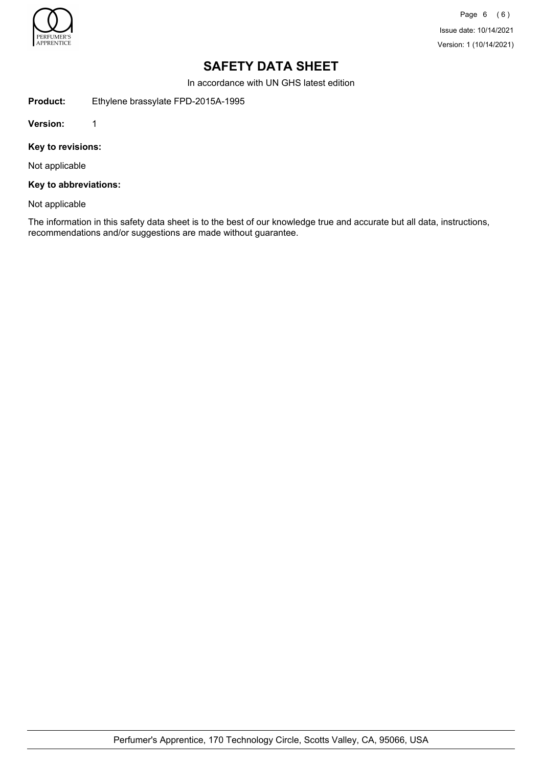# SAFETY DATA SHEET

In accordance with UN GHS latest edition

**Product:** Ethylene brassylate FPD-2015A-1995

**Version:** 1

**Key to revisions:**

Not applicable

**Key to abbreviations:**

Not applicable

The information in this safety data sheet is to the best of our knowledge true and accurate but all data, instructions, recommendations and/or suggestions are made without guarantee.